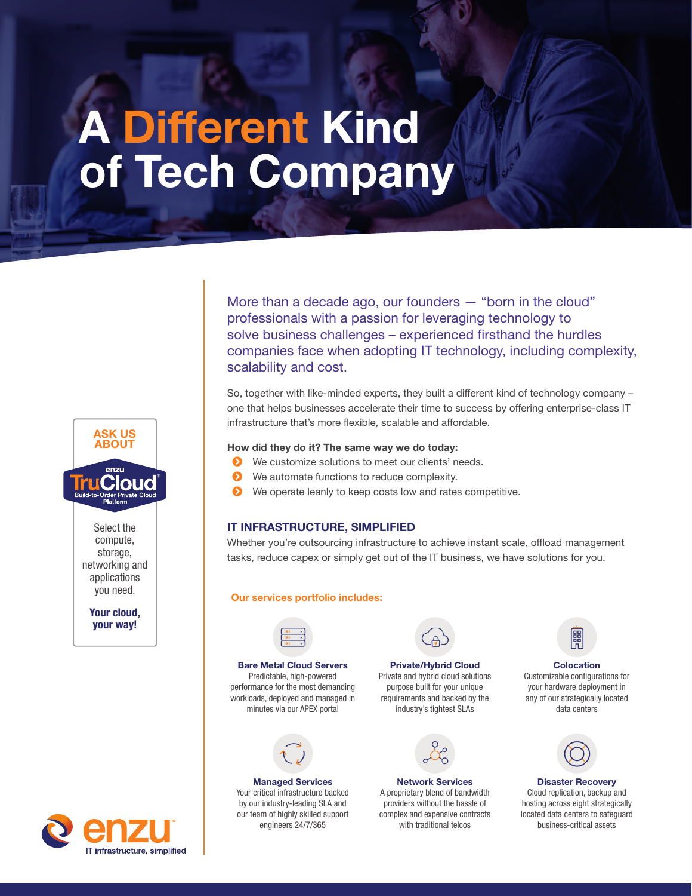# A Different Kind of Tech Company

More than a decade ago, our founders — "born in the cloud" professionals with a passion for leveraging technology to solve business challenges – experienced firsthand the hurdles companies face when adopting IT technology, including complexity, scalability and cost.

So, together with like-minded experts, they built a different kind of technology company – one that helps businesses accelerate their time to success by offering enterprise-class IT infrastructure that's more flexible, scalable and affordable.

**How did they do it? The same way we do today:**

- We customize solutions to meet our clients' needs.
- We automate functions to reduce complexity.
- We operate leanly to keep costs low and rates competitive.

## IT INFRASTRUCTURE, SIMPLIFIED

Whether you're outsourcing infrastructure to achieve instant scale, offload management tasks, reduce capex or simply get out of the IT business, we have solutions for you.

**Our services portfolio includes:**

**Bare Metal Cloud Servers**
Predictable, high-powered performance for the most demanding workloads, deployed and managed in minutes via our APEX portal

**Private/Hybrid Cloud**
Private and hybrid cloud solutions purpose built for your unique requirements and backed by the industry's tightest SLAs

**Colocation**
Customizable configurations for your hardware deployment in any of our strategically located data centers

**Managed Services**
Your critical infrastructure backed by our industry-leading SLA and our team of highly skilled support engineers 24/7/365

**Network Services**
A proprietary blend of bandwidth providers without the hassle of complex and expensive contracts with traditional telcos

**Disaster Recovery**
Cloud replication, backup and hosting across eight strategically located data centers to safeguard business-critical assets

---

**ASK US ABOUT**

enzu **TruCloud**®
Build-to-Order Private Cloud Platform

Select the compute, storage, networking and applications you need.

**Your cloud, your way!**

enzu™
IT infrastructure, simplified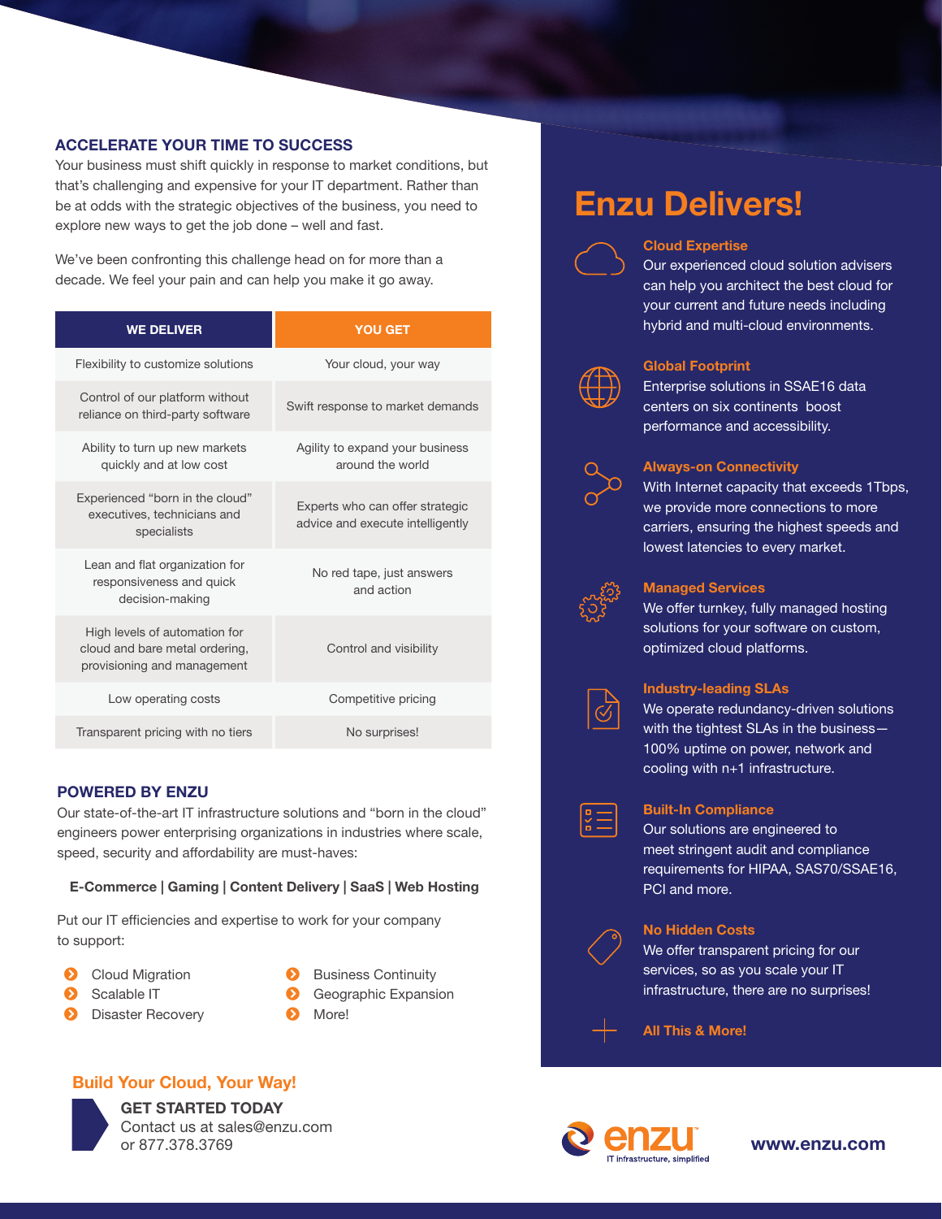## ACCELERATE YOUR TIME TO SUCCESS

Your business must shift quickly in response to market conditions, but that's challenging and expensive for your IT department. Rather than be at odds with the strategic objectives of the business, you need to explore new ways to get the job done – well and fast.

We've been confronting this challenge head on for more than a decade. We feel your pain and can help you make it go away.

| WE DELIVER | YOU GET |
|---|---|
| Flexibility to customize solutions | Your cloud, your way |
| Control of our platform without reliance on third-party software | Swift response to market demands |
| Ability to turn up new markets quickly and at low cost | Agility to expand your business around the world |
| Experienced "born in the cloud" executives, technicians and specialists | Experts who can offer strategic advice and execute intelligently |
| Lean and flat organization for responsiveness and quick decision-making | No red tape, just answers and action |
| High levels of automation for cloud and bare metal ordering, provisioning and management | Control and visibility |
| Low operating costs | Competitive pricing |
| Transparent pricing with no tiers | No surprises! |

## POWERED BY ENZU

Our state-of-the-art IT infrastructure solutions and "born in the cloud" engineers power enterprising organizations in industries where scale, speed, security and affordability are must-haves:

**E-Commerce | Gaming | Content Delivery | SaaS | Web Hosting**

Put our IT efficiencies and expertise to work for your company to support:

- Cloud Migration
- Scalable IT
- Disaster Recovery
- Business Continuity
- Geographic Expansion
- More!

## Build Your Cloud, Your Way!

**GET STARTED TODAY**
Contact us at sales@enzu.com
or 877.378.3769

# Enzu Delivers!

### Cloud Expertise
Our experienced cloud solution advisers can help you architect the best cloud for your current and future needs including hybrid and multi-cloud environments.

### Global Footprint
Enterprise solutions in SSAE16 data centers on six continents boost performance and accessibility.

### Always-on Connectivity
With Internet capacity that exceeds 1Tbps, we provide more connections to more carriers, ensuring the highest speeds and lowest latencies to every market.

### Managed Services
We offer turnkey, fully managed hosting solutions for your software on custom, optimized cloud platforms.

### Industry-leading SLAs
We operate redundancy-driven solutions with the tightest SLAs in the business—100% uptime on power, network and cooling with n+1 infrastructure.

### Built-In Compliance
Our solutions are engineered to meet stringent audit and compliance requirements for HIPAA, SAS70/SSAE16, PCI and more.

### No Hidden Costs
We offer transparent pricing for our services, so as you scale your IT infrastructure, there are no surprises!

### All This & More!

enzu™ IT infrastructure, simplified

**www.enzu.com**